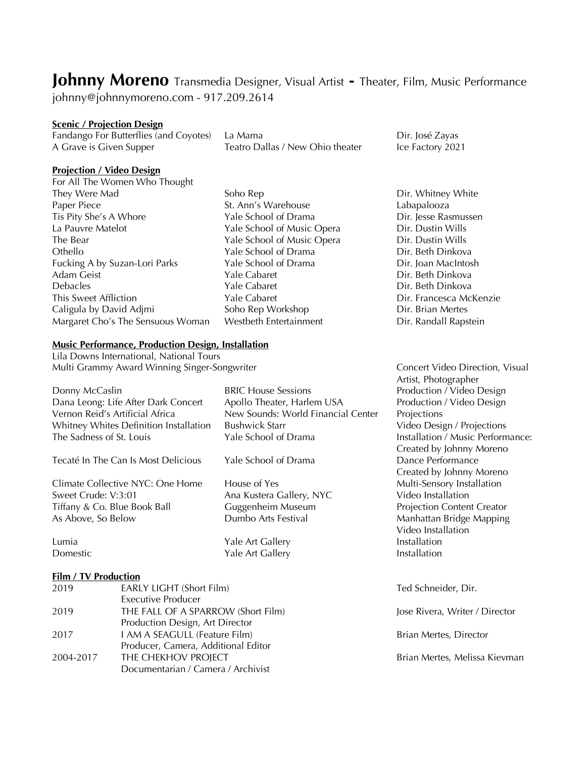# **Johnny Moreno** Transmedia Designer, Visual Artist - Theater, Film, Music Performance

johnny@johnnymoreno.com - 917.209.2614

## Scenic / Projection Design

| | | |
|---|---|---|
| Fandango For Butterflies (and Coyotes) | La Mama | Dir. José Zayas |
| A Grave is Given Supper | Teatro Dallas / New Ohio theater | Ice Factory 2021 |

## Projection / Video Design

| | | |
|---|---|---|
| For All The Women Who Thought They Were Mad | Soho Rep | Dir. Whitney White |
| Paper Piece | St. Ann's Warehouse | Labapalooza |
| Tis Pity She's A Whore | Yale School of Drama | Dir. Jesse Rasmussen |
| La Pauvre Matelot | Yale School of Music Opera | Dir. Dustin Wills |
| The Bear | Yale School of Music Opera | Dir. Dustin Wills |
| Othello | Yale School of Drama | Dir. Beth Dinkova |
| Fucking A by Suzan-Lori Parks | Yale School of Drama | Dir. Joan MacIntosh |
| Adam Geist | Yale Cabaret | Dir. Beth Dinkova |
| Debacles | Yale Cabaret | Dir. Beth Dinkova |
| This Sweet Affliction | Yale Cabaret | Dir. Francesca McKenzie |
| Caligula by David Adjmi | Soho Rep Workshop | Dir. Brian Mertes |
| Margaret Cho's The Sensuous Woman | Westbeth Entertainment | Dir. Randall Rapstein |

## Music Performance, Production Design, Installation

| | | |
|---|---|---|
| Lila Downs International, National Tours Multi Grammy Award Winning Singer-Songwriter | | Concert Video Direction, Visual Artist, Photographer |
| Donny McCaslin | BRIC House Sessions | Production / Video Design |
| Dana Leong: Life After Dark Concert | Apollo Theater, Harlem USA | Production / Video Design |
| Vernon Reid's Artificial Africa | New Sounds: World Financial Center | Projections |
| Whitney Whites Definition Installation | Bushwick Starr | Video Design / Projections |
| The Sadness of St. Louis | Yale School of Drama | Installation / Music Performance: Created by Johnny Moreno |
| Tecaté In The Can Is Most Delicious | Yale School of Drama | Dance Performance Created by Johnny Moreno |
| Climate Collective NYC: One Home | House of Yes | Multi-Sensory Installation |
| Sweet Crude: V:3:01 | Ana Kustera Gallery, NYC | Video Installation |
| Tiffany & Co. Blue Book Ball | Guggenheim Museum | Projection Content Creator |
| As Above, So Below | Dumbo Arts Festival | Manhattan Bridge Mapping Video Installation |
| Lumia | Yale Art Gallery | Installation |
| Domestic | Yale Art Gallery | Installation |

## Film / TV Production

| | | |
|---|---|---|
| 2019 | EARLY LIGHT (Short Film) Executive Producer | Ted Schneider, Dir. |
| 2019 | THE FALL OF A SPARROW (Short Film) Production Design, Art Director | Jose Rivera, Writer / Director |
| 2017 | I AM A SEAGULL (Feature Film) Producer, Camera, Additional Editor | Brian Mertes, Director |
| 2004-2017 | THE CHEKHOV PROJECT Documentarian / Camera / Archivist | Brian Mertes, Melissa Kievman |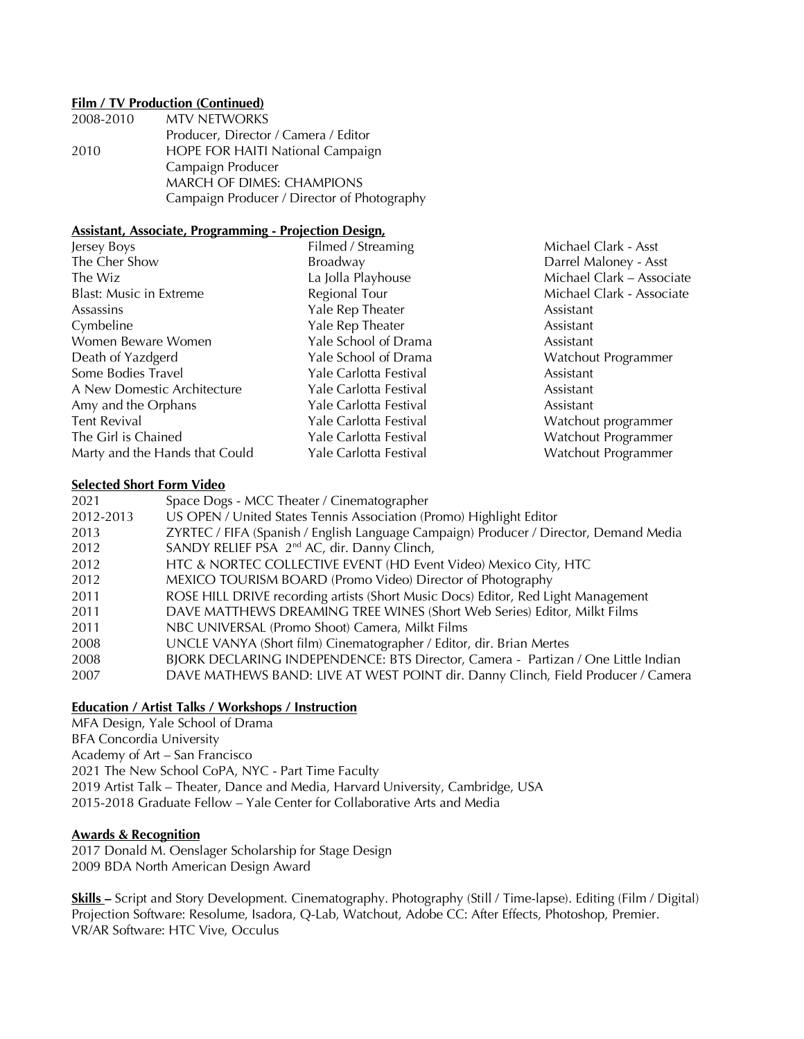**Film / TV Production (Continued)**

| | |
|---|---|
| 2008-2010 | MTV NETWORKS<br>Producer, Director / Camera / Editor |
| 2010 | HOPE FOR HAITI National Campaign<br>Campaign Producer<br>MARCH OF DIMES: CHAMPIONS<br>Campaign Producer / Director of Photography |

**Assistant, Associate, Programming - Projection Design,**

| | | |
|---|---|---|
| Jersey Boys | Filmed / Streaming | Michael Clark - Asst |
| The Cher Show | Broadway | Darrel Maloney - Asst |
| The Wiz | La Jolla Playhouse | Michael Clark – Associate |
| Blast: Music in Extreme | Regional Tour | Michael Clark - Associate |
| Assassins | Yale Rep Theater | Assistant |
| Cymbeline | Yale Rep Theater | Assistant |
| Women Beware Women | Yale School of Drama | Assistant |
| Death of Yazdgerd | Yale School of Drama | Watchout Programmer |
| Some Bodies Travel | Yale Carlotta Festival | Assistant |
| A New Domestic Architecture | Yale Carlotta Festival | Assistant |
| Amy and the Orphans | Yale Carlotta Festival | Assistant |
| Tent Revival | Yale Carlotta Festival | Watchout programmer |
| The Girl is Chained | Yale Carlotta Festival | Watchout Programmer |
| Marty and the Hands that Could | Yale Carlotta Festival | Watchout Programmer |

**Selected Short Form Video**

| | |
|---|---|
| 2021 | Space Dogs - MCC Theater / Cinematographer |
| 2012-2013 | US OPEN / United States Tennis Association (Promo) Highlight Editor |
| 2013 | ZYRTEC / FIFA (Spanish / English Language Campaign) Producer / Director, Demand Media |
| 2012 | SANDY RELIEF PSA 2nd AC, dir. Danny Clinch, |
| 2012 | HTC & NORTEC COLLECTIVE EVENT (HD Event Video) Mexico City, HTC |
| 2012 | MEXICO TOURISM BOARD (Promo Video) Director of Photography |
| 2011 | ROSE HILL DRIVE recording artists (Short Music Docs) Editor, Red Light Management |
| 2011 | DAVE MATTHEWS DREAMING TREE WINES (Short Web Series) Editor, Milkt Films |
| 2011 | NBC UNIVERSAL (Promo Shoot) Camera, Milkt Films |
| 2008 | UNCLE VANYA (Short film) Cinematographer / Editor, dir. Brian Mertes |
| 2008 | BJORK DECLARING INDEPENDENCE: BTS Director, Camera - Partizan / One Little Indian |
| 2007 | DAVE MATHEWS BAND: LIVE AT WEST POINT dir. Danny Clinch, Field Producer / Camera |

**Education / Artist Talks / Workshops / Instruction**

MFA Design, Yale School of Drama
BFA Concordia University
Academy of Art – San Francisco
2021 The New School CoPA, NYC - Part Time Faculty
2019 Artist Talk – Theater, Dance and Media, Harvard University, Cambridge, USA
2015-2018 Graduate Fellow – Yale Center for Collaborative Arts and Media

**Awards & Recognition**

2017 Donald M. Oenslager Scholarship for Stage Design
2009 BDA North American Design Award

**Skills –** Script and Story Development. Cinematography. Photography (Still / Time-lapse). Editing (Film / Digital)
Projection Software: Resolume, Isadora, Q-Lab, Watchout, Adobe CC: After Effects, Photoshop, Premier.
VR/AR Software: HTC Vive, Occulus